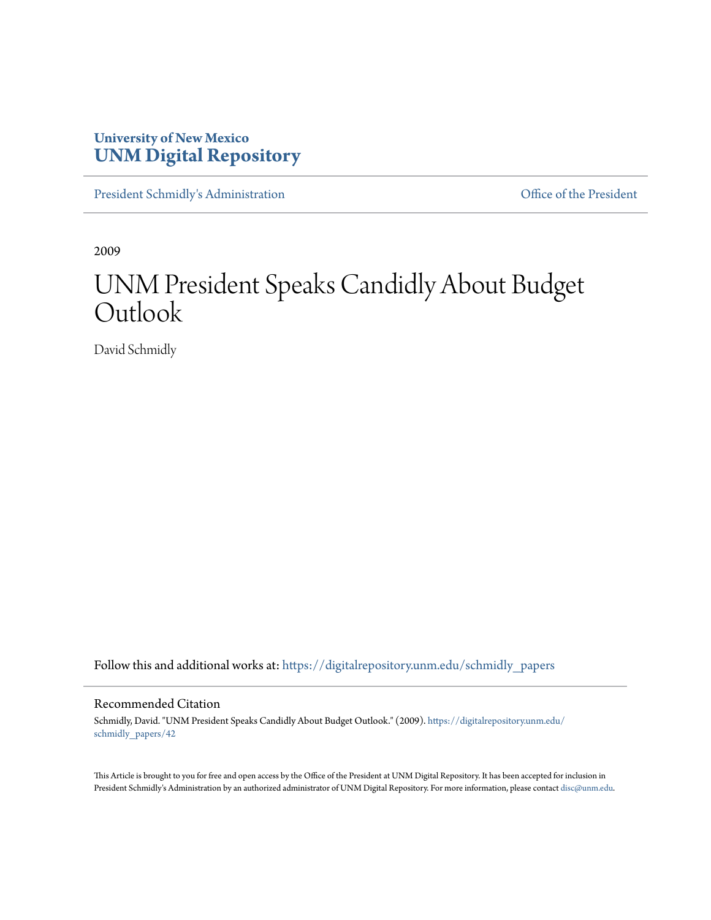University of New Mexico
**UNM Digital Repository**

President Schmidly's Administration | Office of the President

2009

# UNM President Speaks Candidly About Budget Outlook

David Schmidly

Follow this and additional works at: https://digitalrepository.unm.edu/schmidly_papers

## Recommended Citation

Schmidly, David. "UNM President Speaks Candidly About Budget Outlook." (2009). https://digitalrepository.unm.edu/schmidly_papers/42

This Article is brought to you for free and open access by the Office of the President at UNM Digital Repository. It has been accepted for inclusion in President Schmidly's Administration by an authorized administrator of UNM Digital Repository. For more information, please contact disc@unm.edu.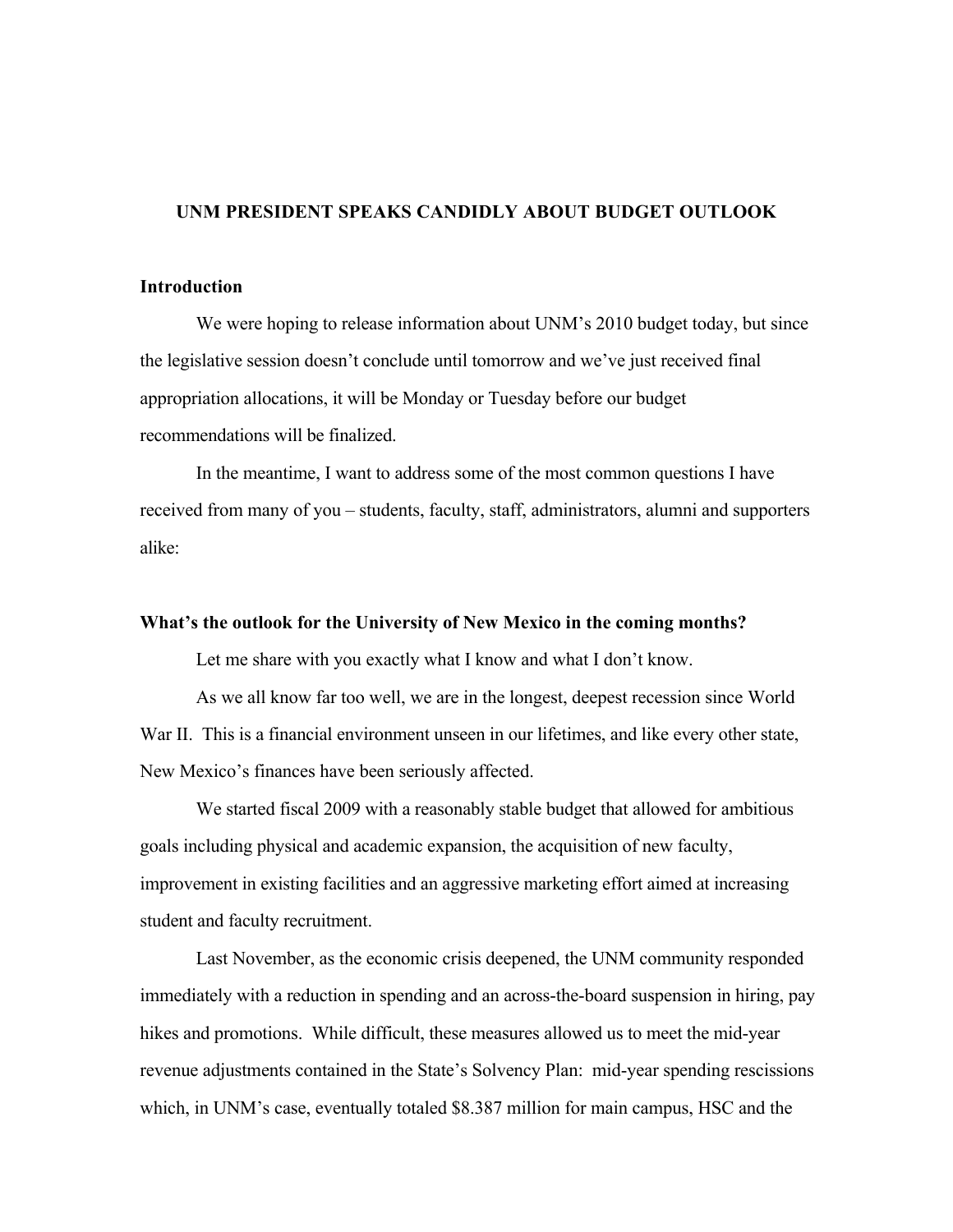# UNM PRESIDENT SPEAKS CANDIDLY ABOUT BUDGET OUTLOOK

## Introduction

We were hoping to release information about UNM's 2010 budget today, but since the legislative session doesn't conclude until tomorrow and we've just received final appropriation allocations, it will be Monday or Tuesday before our budget recommendations will be finalized.

In the meantime, I want to address some of the most common questions I have received from many of you – students, faculty, staff, administrators, alumni and supporters alike:

## What's the outlook for the University of New Mexico in the coming months?

Let me share with you exactly what I know and what I don't know.

As we all know far too well, we are in the longest, deepest recession since World War II. This is a financial environment unseen in our lifetimes, and like every other state, New Mexico's finances have been seriously affected.

We started fiscal 2009 with a reasonably stable budget that allowed for ambitious goals including physical and academic expansion, the acquisition of new faculty, improvement in existing facilities and an aggressive marketing effort aimed at increasing student and faculty recruitment.

Last November, as the economic crisis deepened, the UNM community responded immediately with a reduction in spending and an across-the-board suspension in hiring, pay hikes and promotions. While difficult, these measures allowed us to meet the mid-year revenue adjustments contained in the State's Solvency Plan: mid-year spending rescissions which, in UNM's case, eventually totaled $8.387 million for main campus, HSC and the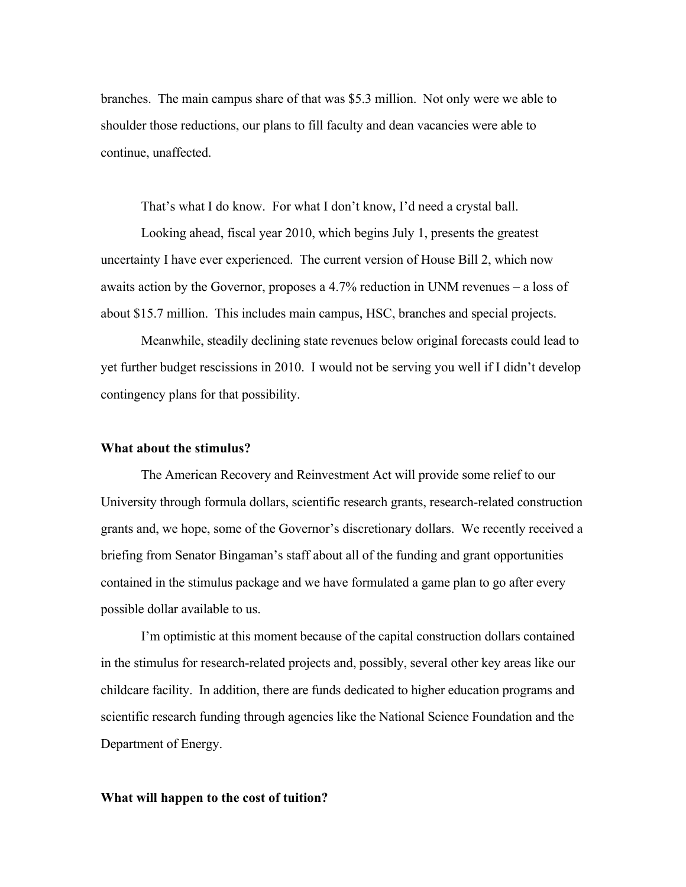branches. The main campus share of that was $5.3 million. Not only were we able to shoulder those reductions, our plans to fill faculty and dean vacancies were able to continue, unaffected.

That's what I do know. For what I don't know, I'd need a crystal ball.

Looking ahead, fiscal year 2010, which begins July 1, presents the greatest uncertainty I have ever experienced. The current version of House Bill 2, which now awaits action by the Governor, proposes a 4.7% reduction in UNM revenues – a loss of about $15.7 million. This includes main campus, HSC, branches and special projects.

Meanwhile, steadily declining state revenues below original forecasts could lead to yet further budget rescissions in 2010. I would not be serving you well if I didn't develop contingency plans for that possibility.

**What about the stimulus?**

The American Recovery and Reinvestment Act will provide some relief to our University through formula dollars, scientific research grants, research-related construction grants and, we hope, some of the Governor's discretionary dollars. We recently received a briefing from Senator Bingaman's staff about all of the funding and grant opportunities contained in the stimulus package and we have formulated a game plan to go after every possible dollar available to us.

I'm optimistic at this moment because of the capital construction dollars contained in the stimulus for research-related projects and, possibly, several other key areas like our childcare facility. In addition, there are funds dedicated to higher education programs and scientific research funding through agencies like the National Science Foundation and the Department of Energy.

**What will happen to the cost of tuition?**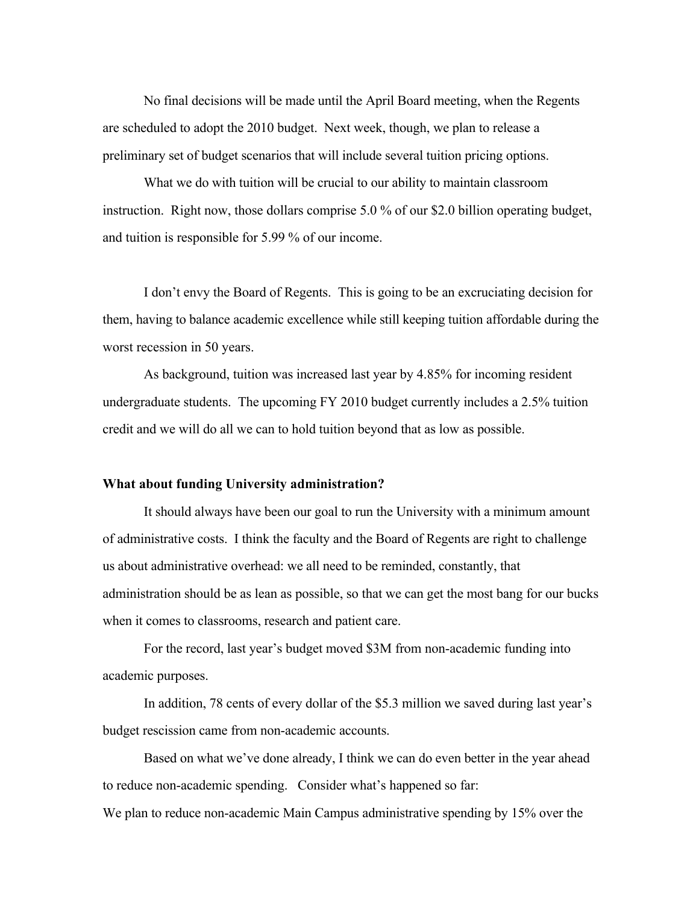No final decisions will be made until the April Board meeting, when the Regents are scheduled to adopt the 2010 budget. Next week, though, we plan to release a preliminary set of budget scenarios that will include several tuition pricing options.

What we do with tuition will be crucial to our ability to maintain classroom instruction. Right now, those dollars comprise 5.0 % of our $2.0 billion operating budget, and tuition is responsible for 5.99 % of our income.

I don't envy the Board of Regents. This is going to be an excruciating decision for them, having to balance academic excellence while still keeping tuition affordable during the worst recession in 50 years.

As background, tuition was increased last year by 4.85% for incoming resident undergraduate students. The upcoming FY 2010 budget currently includes a 2.5% tuition credit and we will do all we can to hold tuition beyond that as low as possible.

**What about funding University administration?**

It should always have been our goal to run the University with a minimum amount of administrative costs. I think the faculty and the Board of Regents are right to challenge us about administrative overhead: we all need to be reminded, constantly, that administration should be as lean as possible, so that we can get the most bang for our bucks when it comes to classrooms, research and patient care.

For the record, last year's budget moved $3M from non-academic funding into academic purposes.

In addition, 78 cents of every dollar of the $5.3 million we saved during last year's budget rescission came from non-academic accounts.

Based on what we've done already, I think we can do even better in the year ahead to reduce non-academic spending. Consider what's happened so far:

We plan to reduce non-academic Main Campus administrative spending by 15% over the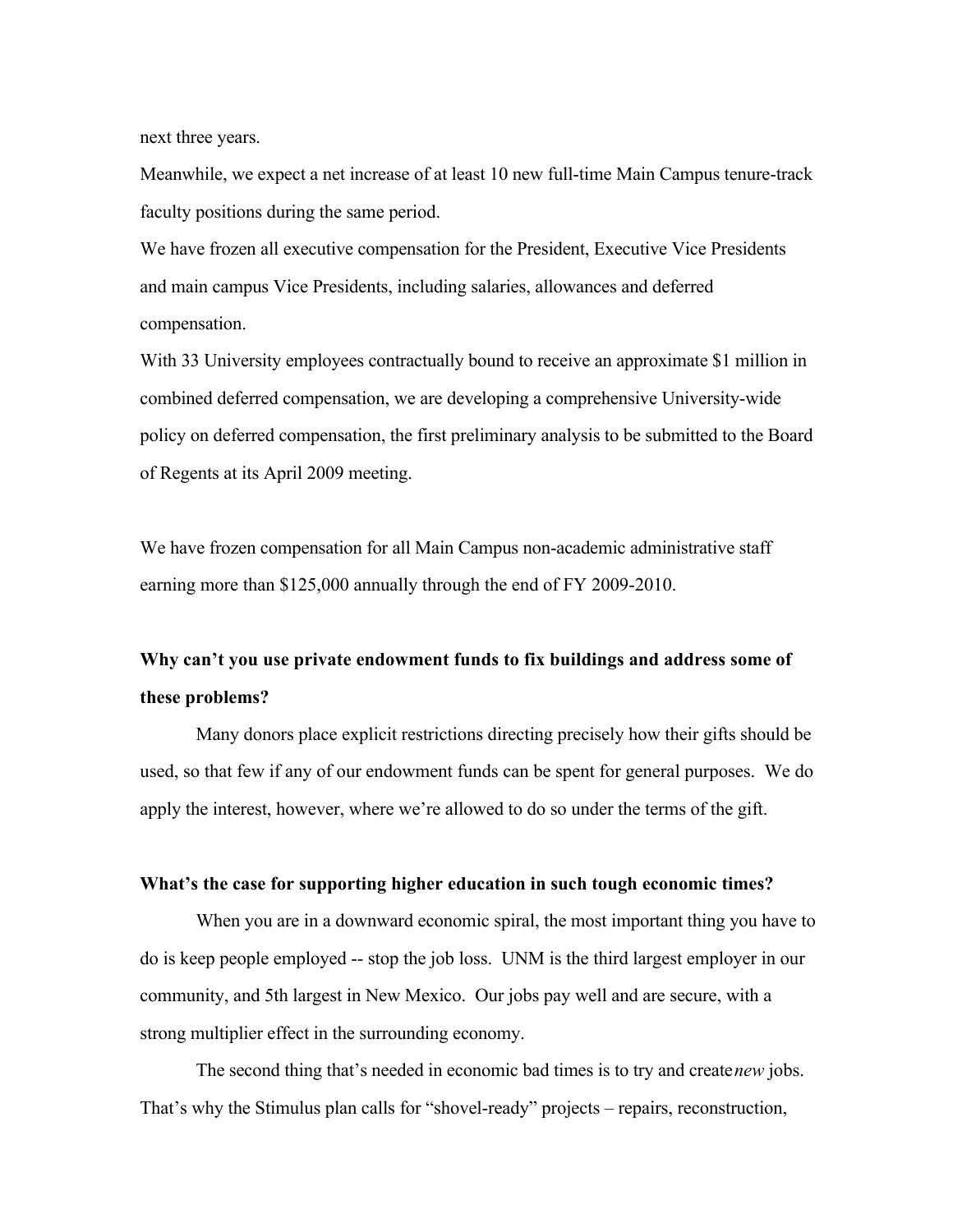next three years.

Meanwhile, we expect a net increase of at least 10 new full-time Main Campus tenure-track faculty positions during the same period.

We have frozen all executive compensation for the President, Executive Vice Presidents and main campus Vice Presidents, including salaries, allowances and deferred compensation.

With 33 University employees contractually bound to receive an approximate $1 million in combined deferred compensation, we are developing a comprehensive University-wide policy on deferred compensation, the first preliminary analysis to be submitted to the Board of Regents at its April 2009 meeting.

We have frozen compensation for all Main Campus non-academic administrative staff earning more than $125,000 annually through the end of FY 2009-2010.

**Why can't you use private endowment funds to fix buildings and address some of these problems?**

Many donors place explicit restrictions directing precisely how their gifts should be used, so that few if any of our endowment funds can be spent for general purposes. We do apply the interest, however, where we're allowed to do so under the terms of the gift.

**What's the case for supporting higher education in such tough economic times?**

When you are in a downward economic spiral, the most important thing you have to do is keep people employed -- stop the job loss. UNM is the third largest employer in our community, and 5th largest in New Mexico. Our jobs pay well and are secure, with a strong multiplier effect in the surrounding economy.

The second thing that's needed in economic bad times is to try and create *new* jobs. That's why the Stimulus plan calls for "shovel-ready" projects – repairs, reconstruction,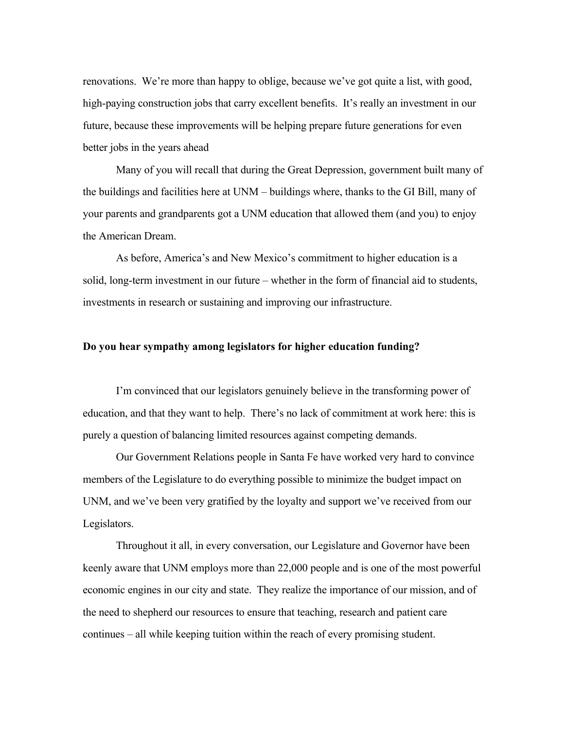renovations. We're more than happy to oblige, because we've got quite a list, with good, high-paying construction jobs that carry excellent benefits. It's really an investment in our future, because these improvements will be helping prepare future generations for even better jobs in the years ahead

Many of you will recall that during the Great Depression, government built many of the buildings and facilities here at UNM – buildings where, thanks to the GI Bill, many of your parents and grandparents got a UNM education that allowed them (and you) to enjoy the American Dream.

As before, America's and New Mexico's commitment to higher education is a solid, long-term investment in our future – whether in the form of financial aid to students, investments in research or sustaining and improving our infrastructure.

**Do you hear sympathy among legislators for higher education funding?**

I'm convinced that our legislators genuinely believe in the transforming power of education, and that they want to help. There's no lack of commitment at work here: this is purely a question of balancing limited resources against competing demands.

Our Government Relations people in Santa Fe have worked very hard to convince members of the Legislature to do everything possible to minimize the budget impact on UNM, and we've been very gratified by the loyalty and support we've received from our Legislators.

Throughout it all, in every conversation, our Legislature and Governor have been keenly aware that UNM employs more than 22,000 people and is one of the most powerful economic engines in our city and state. They realize the importance of our mission, and of the need to shepherd our resources to ensure that teaching, research and patient care continues – all while keeping tuition within the reach of every promising student.